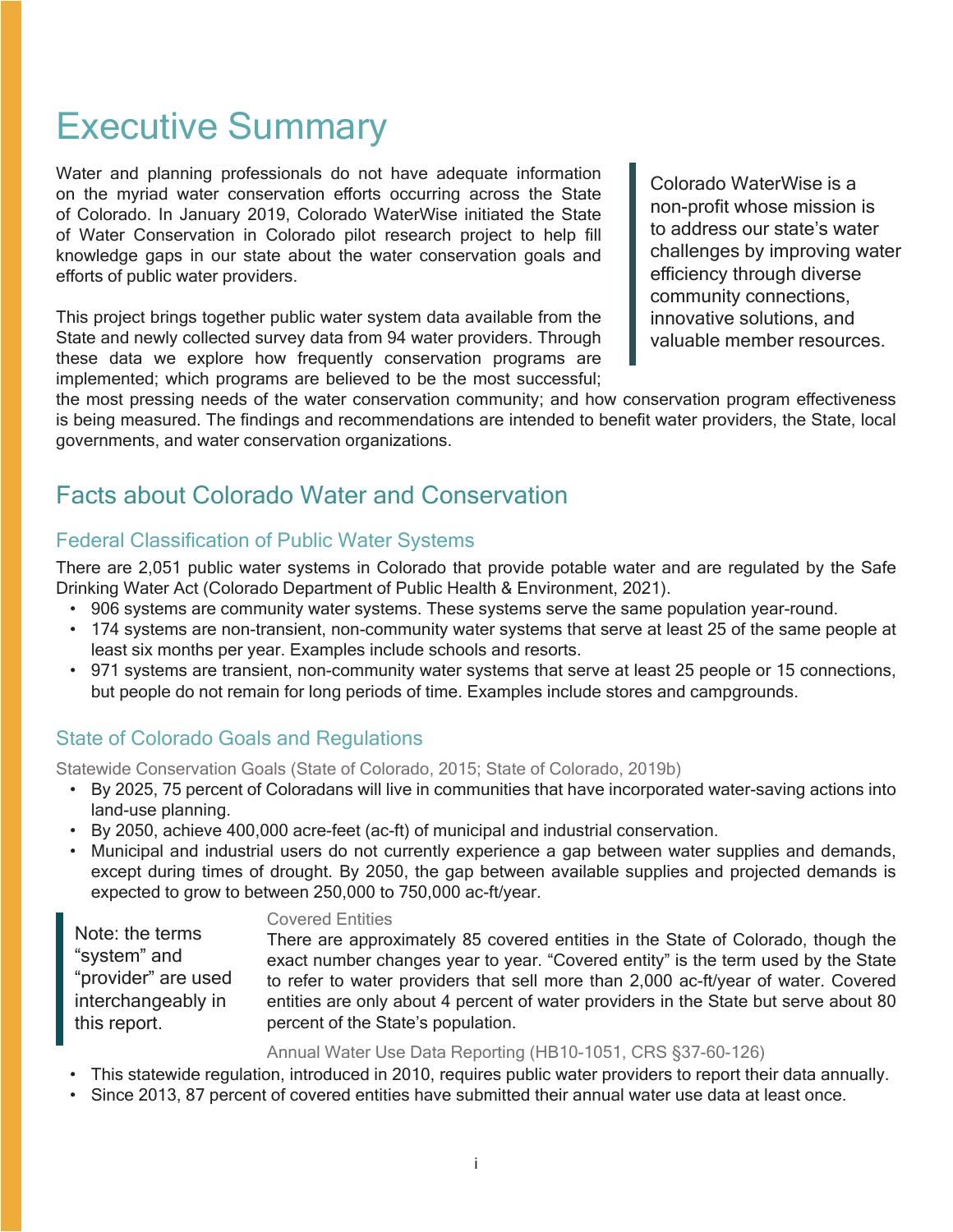# Executive Summary

Water and planning professionals do not have adequate information on the myriad water conservation efforts occurring across the State of Colorado. In January 2019, Colorado WaterWise initiated the State of Water Conservation in Colorado pilot research project to help fill knowledge gaps in our state about the water conservation goals and efforts of public water providers.

> Colorado WaterWise is a non-profit whose mission is to address our state's water challenges by improving water efficiency through diverse community connections, innovative solutions, and valuable member resources.

This project brings together public water system data available from the State and newly collected survey data from 94 water providers. Through these data we explore how frequently conservation programs are implemented; which programs are believed to be the most successful; the most pressing needs of the water conservation community; and how conservation program effectiveness is being measured. The findings and recommendations are intended to benefit water providers, the State, local governments, and water conservation organizations.

## Facts about Colorado Water and Conservation

### Federal Classification of Public Water Systems

There are 2,051 public water systems in Colorado that provide potable water and are regulated by the Safe Drinking Water Act (Colorado Department of Public Health & Environment, 2021).

- 906 systems are community water systems. These systems serve the same population year-round.
- 174 systems are non-transient, non-community water systems that serve at least 25 of the same people at least six months per year. Examples include schools and resorts.
- 971 systems are transient, non-community water systems that serve at least 25 people or 15 connections, but people do not remain for long periods of time. Examples include stores and campgrounds.

### State of Colorado Goals and Regulations

#### Statewide Conservation Goals (State of Colorado, 2015; State of Colorado, 2019b)

- By 2025, 75 percent of Coloradans will live in communities that have incorporated water-saving actions into land-use planning.
- By 2050, achieve 400,000 acre-feet (ac-ft) of municipal and industrial conservation.
- Municipal and industrial users do not currently experience a gap between water supplies and demands, except during times of drought. By 2050, the gap between available supplies and projected demands is expected to grow to between 250,000 to 750,000 ac-ft/year.

> Note: the terms "system" and "provider" are used interchangeably in this report.

#### Covered Entities

There are approximately 85 covered entities in the State of Colorado, though the exact number changes year to year. "Covered entity" is the term used by the State to refer to water providers that sell more than 2,000 ac-ft/year of water. Covered entities are only about 4 percent of water providers in the State but serve about 80 percent of the State's population.

#### Annual Water Use Data Reporting (HB10-1051, CRS §37-60-126)

- This statewide regulation, introduced in 2010, requires public water providers to report their data annually.
- Since 2013, 87 percent of covered entities have submitted their annual water use data at least once.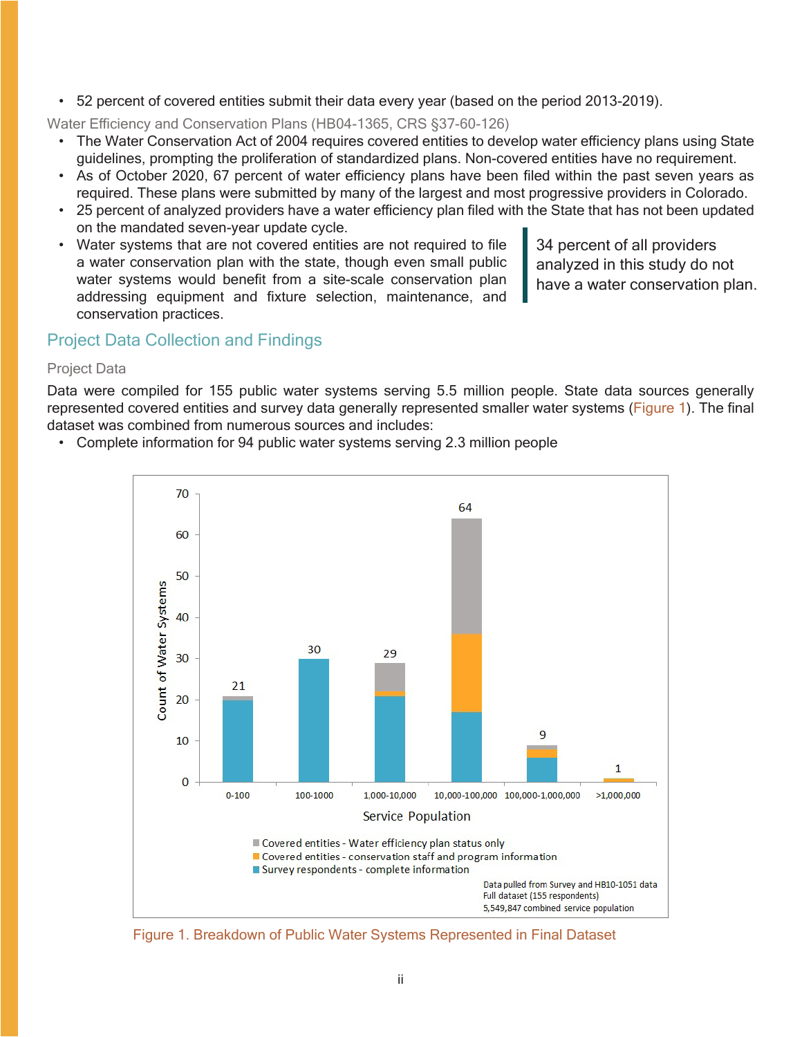- 52 percent of covered entities submit their data every year (based on the period 2013-2019).

### Water Efficiency and Conservation Plans (HB04-1365, CRS §37-60-126)

- The Water Conservation Act of 2004 requires covered entities to develop water efficiency plans using State guidelines, prompting the proliferation of standardized plans. Non-covered entities have no requirement.
- As of October 2020, 67 percent of water efficiency plans have been filed within the past seven years as required. These plans were submitted by many of the largest and most progressive providers in Colorado.
- 25 percent of analyzed providers have a water efficiency plan filed with the State that has not been updated on the mandated seven-year update cycle.
- Water systems that are not covered entities are not required to file a water conservation plan with the state, though even small public water systems would benefit from a site-scale conservation plan addressing equipment and fixture selection, maintenance, and conservation practices.

> 34 percent of all providers analyzed in this study do not have a water conservation plan.

## Project Data Collection and Findings

### Project Data

Data were compiled for 155 public water systems serving 5.5 million people. State data sources generally represented covered entities and survey data generally represented smaller water systems (Figure 1). The final dataset was combined from numerous sources and includes:

- Complete information for 94 public water systems serving 2.3 million people

| Service Population | 0-100 | 100-1000 | 1,000-10,000 | 10,000-100,000 | 100,000-1,000,000 | >1,000,000 |
|---|---|---|---|---|---|---|
| Count of Water Systems (total) | 21 | 30 | 29 | 64 | 9 | 1 |

Legend: Covered entities - Water efficiency plan status only; Covered entities - conservation staff and program information; Survey respondents - complete information

Data pulled from Survey and HB10-1051 data
Full dataset (155 respondents)
5,549,847 combined service population

Figure 1. Breakdown of Public Water Systems Represented in Final Dataset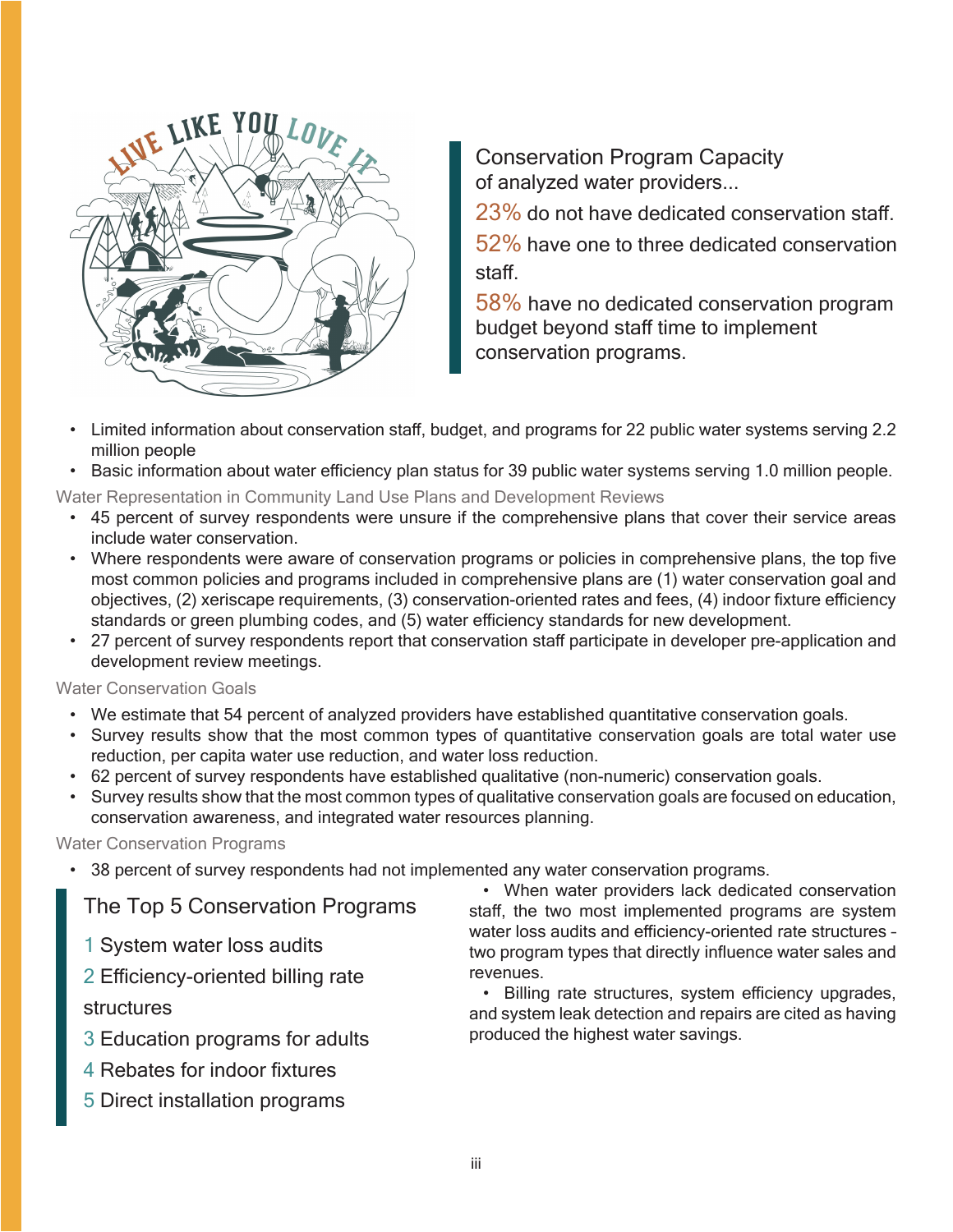### Conservation Program Capacity of analyzed water providers...

23% do not have dedicated conservation staff.

52% have one to three dedicated conservation staff.

58% have no dedicated conservation program budget beyond staff time to implement conservation programs.

- Limited information about conservation staff, budget, and programs for 22 public water systems serving 2.2 million people
- Basic information about water efficiency plan status for 39 public water systems serving 1.0 million people.

#### Water Representation in Community Land Use Plans and Development Reviews

- 45 percent of survey respondents were unsure if the comprehensive plans that cover their service areas include water conservation.
- Where respondents were aware of conservation programs or policies in comprehensive plans, the top five most common policies and programs included in comprehensive plans are (1) water conservation goal and objectives, (2) xeriscape requirements, (3) conservation-oriented rates and fees, (4) indoor fixture efficiency standards or green plumbing codes, and (5) water efficiency standards for new development.
- 27 percent of survey respondents report that conservation staff participate in developer pre-application and development review meetings.

#### Water Conservation Goals

- We estimate that 54 percent of analyzed providers have established quantitative conservation goals.
- Survey results show that the most common types of quantitative conservation goals are total water use reduction, per capita water use reduction, and water loss reduction.
- 62 percent of survey respondents have established qualitative (non-numeric) conservation goals.
- Survey results show that the most common types of qualitative conservation goals are focused on education, conservation awareness, and integrated water resources planning.

#### Water Conservation Programs

- 38 percent of survey respondents had not implemented any water conservation programs.

### The Top 5 Conservation Programs

1 System water loss audits

2 Efficiency-oriented billing rate structures

3 Education programs for adults

4 Rebates for indoor fixtures

5 Direct installation programs

- When water providers lack dedicated conservation staff, the two most implemented programs are system water loss audits and efficiency-oriented rate structures – two program types that directly influence water sales and revenues.
- Billing rate structures, system efficiency upgrades, and system leak detection and repairs are cited as having produced the highest water savings.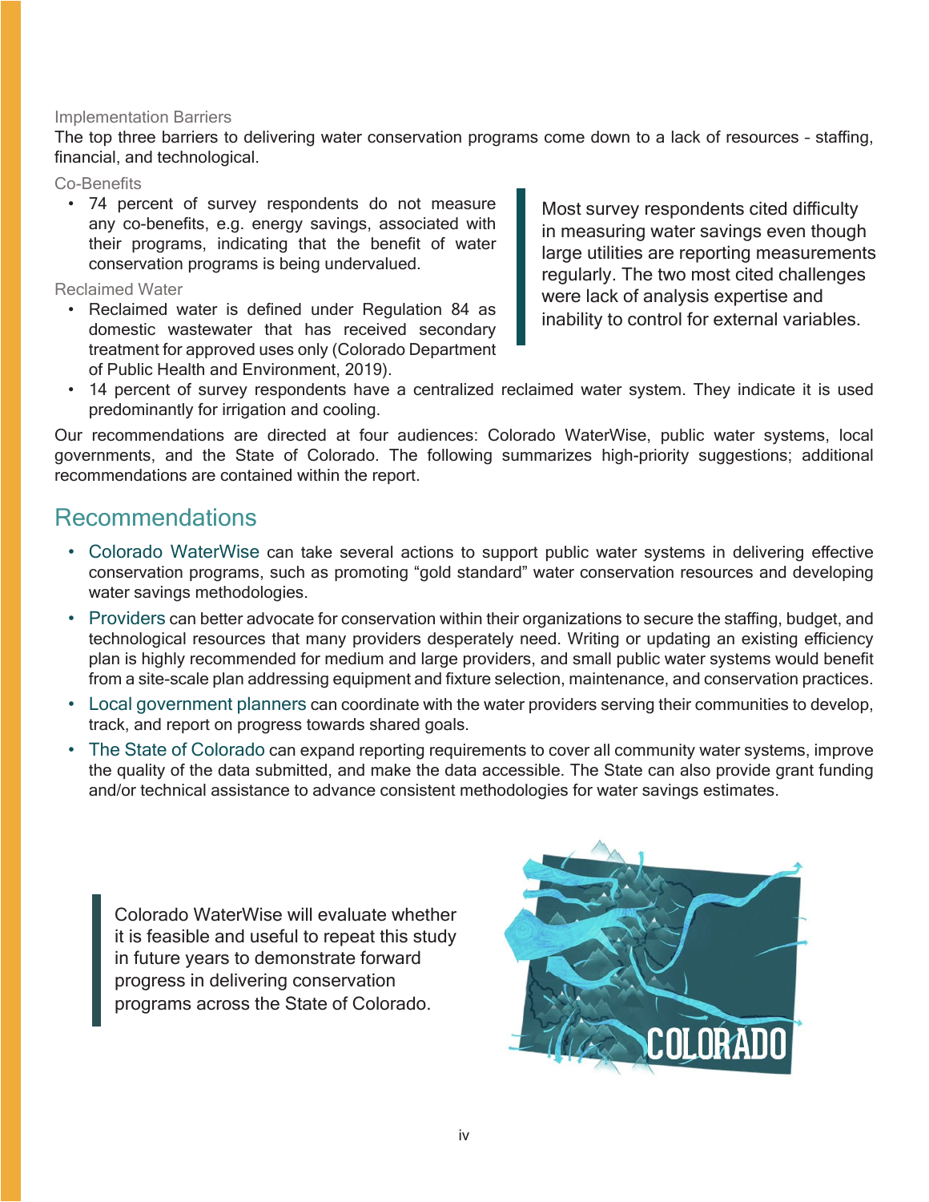### Implementation Barriers

The top three barriers to delivering water conservation programs come down to a lack of resources – staffing, financial, and technological.

### Co-Benefits

- 74 percent of survey respondents do not measure any co-benefits, e.g. energy savings, associated with their programs, indicating that the benefit of water conservation programs is being undervalued.

> Most survey respondents cited difficulty in measuring water savings even though large utilities are reporting measurements regularly. The two most cited challenges were lack of analysis expertise and inability to control for external variables.

### Reclaimed Water

- Reclaimed water is defined under Regulation 84 as domestic wastewater that has received secondary treatment for approved uses only (Colorado Department of Public Health and Environment, 2019).
- 14 percent of survey respondents have a centralized reclaimed water system. They indicate it is used predominantly for irrigation and cooling.

Our recommendations are directed at four audiences: Colorado WaterWise, public water systems, local governments, and the State of Colorado. The following summarizes high-priority suggestions; additional recommendations are contained within the report.

## Recommendations

- Colorado WaterWise can take several actions to support public water systems in delivering effective conservation programs, such as promoting "gold standard" water conservation resources and developing water savings methodologies.
- Providers can better advocate for conservation within their organizations to secure the staffing, budget, and technological resources that many providers desperately need. Writing or updating an existing efficiency plan is highly recommended for medium and large providers, and small public water systems would benefit from a site-scale plan addressing equipment and fixture selection, maintenance, and conservation practices.
- Local government planners can coordinate with the water providers serving their communities to develop, track, and report on progress towards shared goals.
- The State of Colorado can expand reporting requirements to cover all community water systems, improve the quality of the data submitted, and make the data accessible. The State can also provide grant funding and/or technical assistance to advance consistent methodologies for water savings estimates.

> Colorado WaterWise will evaluate whether it is feasible and useful to repeat this study in future years to demonstrate forward progress in delivering conservation programs across the State of Colorado.

COLORADO